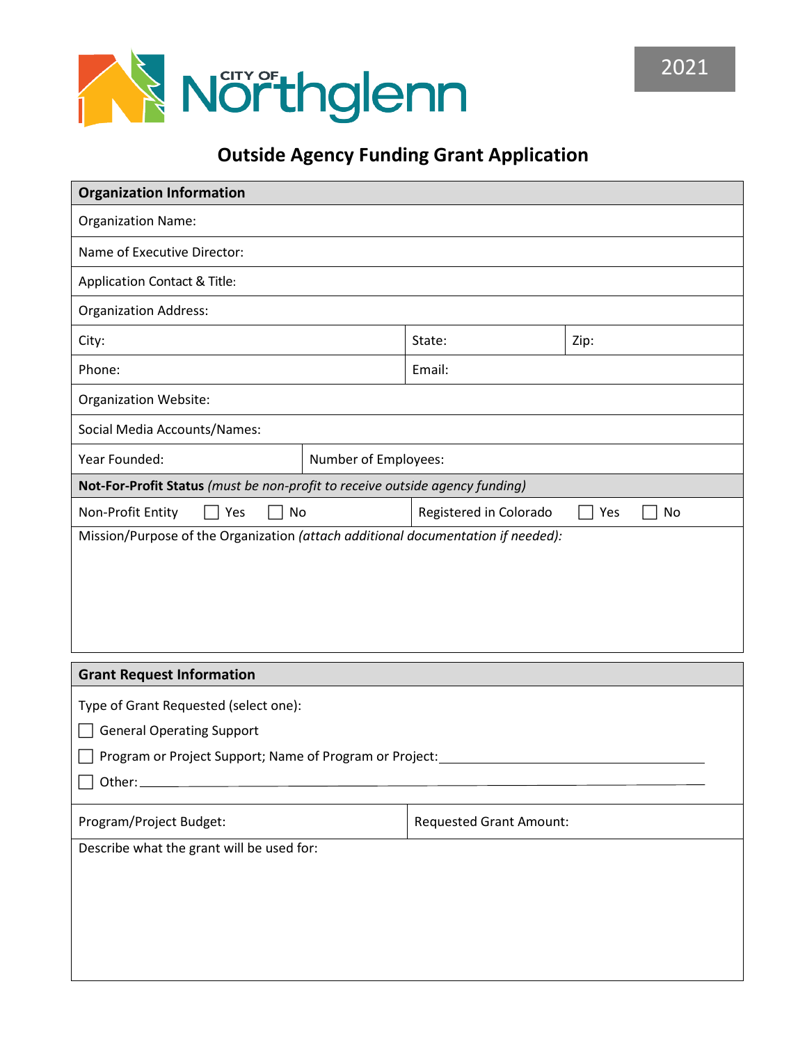City of Northglenn

2021

# Outside Agency Funding Grant Application

| **Organization Information** | | |
|---|---|---|
| Organization Name: | | |
| Name of Executive Director: | | |
| Application Contact & Title: | | |
| Organization Address: | | |
| City: | State: | Zip: |
| Phone: | Email: | |
| Organization Website: | | |
| Social Media Accounts/Names: | | |
| Year Founded: | Number of Employees: | |

| **Not-For-Profit Status** *(must be non-profit to receive outside agency funding)* | |
|---|---|
| Non-Profit Entity ☐ Yes ☐ No | Registered in Colorado ☐ Yes ☐ No |
| Mission/Purpose of the Organization *(attach additional documentation if needed)*: | |

| **Grant Request Information** | |
|---|---|
| Type of Grant Requested (select one):<br>☐ General Operating Support<br>☐ Program or Project Support; Name of Program or Project: ______<br>☐ Other: ______ | |
| Program/Project Budget: | Requested Grant Amount: |
| Describe what the grant will be used for: | |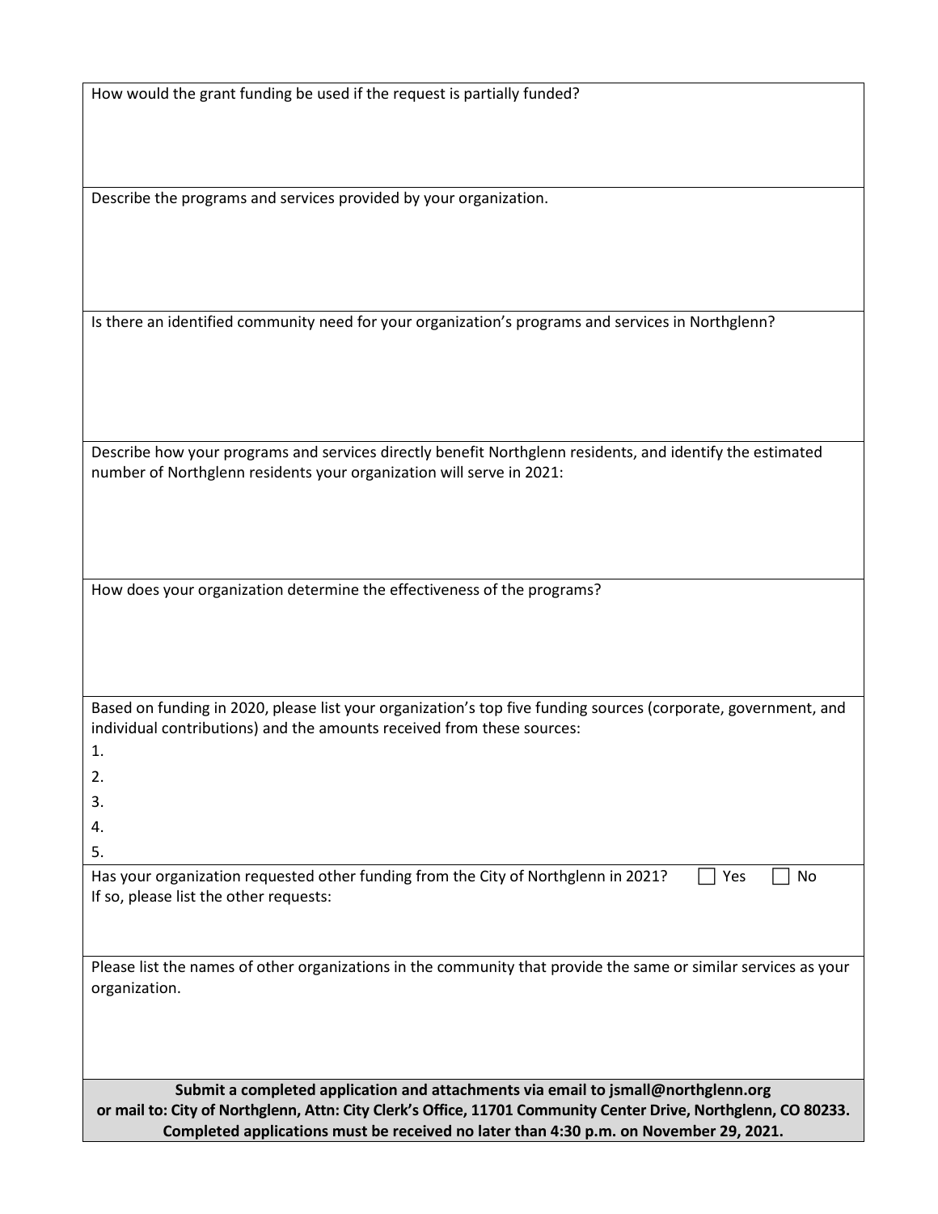How would the grant funding be used if the request is partially funded?

Describe the programs and services provided by your organization.

Is there an identified community need for your organization's programs and services in Northglenn?

Describe how your programs and services directly benefit Northglenn residents, and identify the estimated number of Northglenn residents your organization will serve in 2021:

How does your organization determine the effectiveness of the programs?

Based on funding in 2020, please list your organization's top five funding sources (corporate, government, and individual contributions) and the amounts received from these sources:

1.
2.
3.
4.
5.

Has your organization requested other funding from the City of Northglenn in 2021? ☐ Yes ☐ No
If so, please list the other requests:

Please list the names of other organizations in the community that provide the same or similar services as your organization.

**Submit a completed application and attachments via email to jsmall@northglenn.org or mail to: City of Northglenn, Attn: City Clerk's Office, 11701 Community Center Drive, Northglenn, CO 80233. Completed applications must be received no later than 4:30 p.m. on November 29, 2021.**